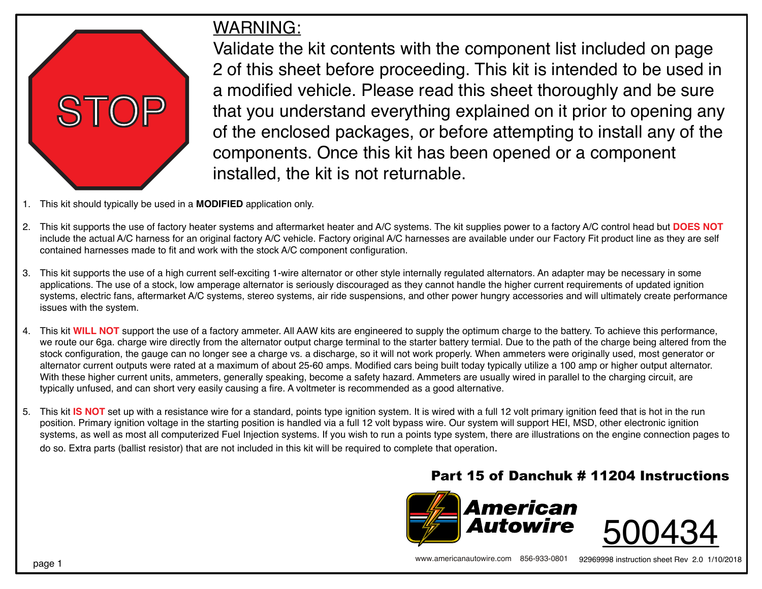STOP

## WARNING:

Validate the kit contents with the component list included on page 2 of this sheet before proceeding. This kit is intended to be used in a modified vehicle. Please read this sheet thoroughly and be sure that you understand everything explained on it prior to opening any of the enclosed packages, or before attempting to install any of the components. Once this kit has been opened or a component installed, the kit is not returnable.

1. This kit should typically be used in a **MODIFIED** application only.

2. This kit supports the use of factory heater systems and aftermarket heater and A/C systems. The kit supplies power to a factory A/C control head but **DOES NOT** include the actual A/C harness for an original factory A/C vehicle. Factory original A/C harnesses are available under our Factory Fit product line as they are self contained harnesses made to fit and work with the stock A/C component configuration.

3. This kit supports the use of a high current self-exciting 1-wire alternator or other style internally regulated alternators. An adapter may be necessary in some applications. The use of a stock, low amperage alternator is seriously discouraged as they cannot handle the higher current requirements of updated ignition systems, electric fans, aftermarket A/C systems, stereo systems, air ride suspensions, and other power hungry accessories and will ultimately create performance issues with the system.

4. This kit **WILL NOT** support the use of a factory ammeter. All AAW kits are engineered to supply the optimum charge to the battery. To achieve this performance, we route our 6ga. charge wire directly from the alternator output charge terminal to the starter battery termial. Due to the path of the charge being altered from the stock configuration, the gauge can no longer see a charge vs. a discharge, so it will not work properly. When ammeters were originally used, most generator or alternator current outputs were rated at a maximum of about 25-60 amps. Modified cars being built today typically utilize a 100 amp or higher output alternator. With these higher current units, ammeters, generally speaking, become a safety hazard. Ammeters are usually wired in parallel to the charging circuit, are typically unfused, and can short very easily causing a fire. A voltmeter is recommended as a good alternative.

5. This kit **IS NOT** set up with a resistance wire for a standard, points type ignition system. It is wired with a full 12 volt primary ignition feed that is hot in the run position. Primary ignition voltage in the starting position is handled via a full 12 volt bypass wire. Our system will support HEI, MSD, other electronic ignition systems, as well as most all computerized Fuel Injection systems. If you wish to run a points type system, there are illustrations on the engine connection pages to do so. Extra parts (ballist resistor) that are not included in this kit will be required to complete that operation.

**Part 15 of Danchuk # 11204 Instructions**

**American Autowire**

500434

www.americanautowire.com 856-933-0801 92969998 instruction sheet Rev 2.0 1/10/2018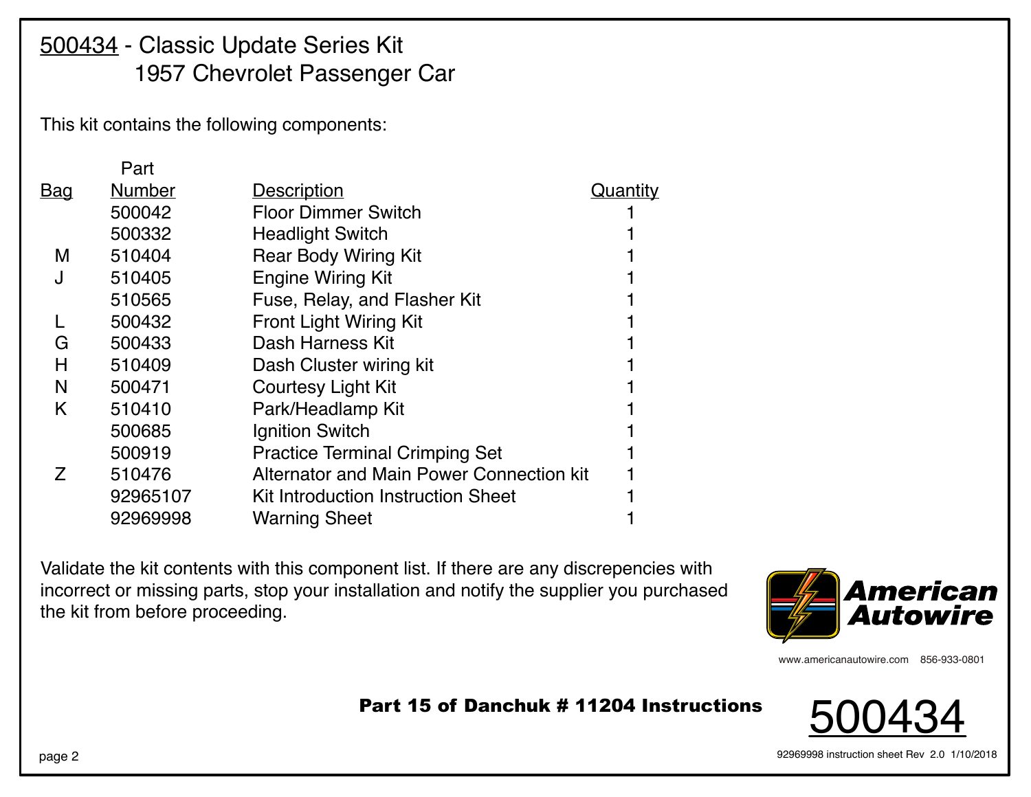# 500434 - Classic Update Series Kit
## 1957 Chevrolet Passenger Car

This kit contains the following components:

| Bag | Part Number | Description | Quantity |
|---|---|---|---|
| | 500042 | Floor Dimmer Switch | 1 |
| | 500332 | Headlight Switch | 1 |
| M | 510404 | Rear Body Wiring Kit | 1 |
| J | 510405 | Engine Wiring Kit | 1 |
| | 510565 | Fuse, Relay, and Flasher Kit | 1 |
| L | 500432 | Front Light Wiring Kit | 1 |
| G | 500433 | Dash Harness Kit | 1 |
| H | 510409 | Dash Cluster wiring kit | 1 |
| N | 500471 | Courtesy Light Kit | 1 |
| K | 510410 | Park/Headlamp Kit | 1 |
| | 500685 | Ignition Switch | 1 |
| | 500919 | Practice Terminal Crimping Set | 1 |
| Z | 510476 | Alternator and Main Power Connection kit | 1 |
| | 92965107 | Kit Introduction Instruction Sheet | 1 |
| | 92969998 | Warning Sheet | 1 |

Validate the kit contents with this component list. If there are any discrepencies with incorrect or missing parts, stop your installation and notify the supplier you purchased the kit from before proceeding.

American Autowire

www.americanautowire.com 856-933-0801

**Part 15 of Danchuk # 11204 Instructions**

500434

92969998 instruction sheet Rev 2.0 1/10/2018